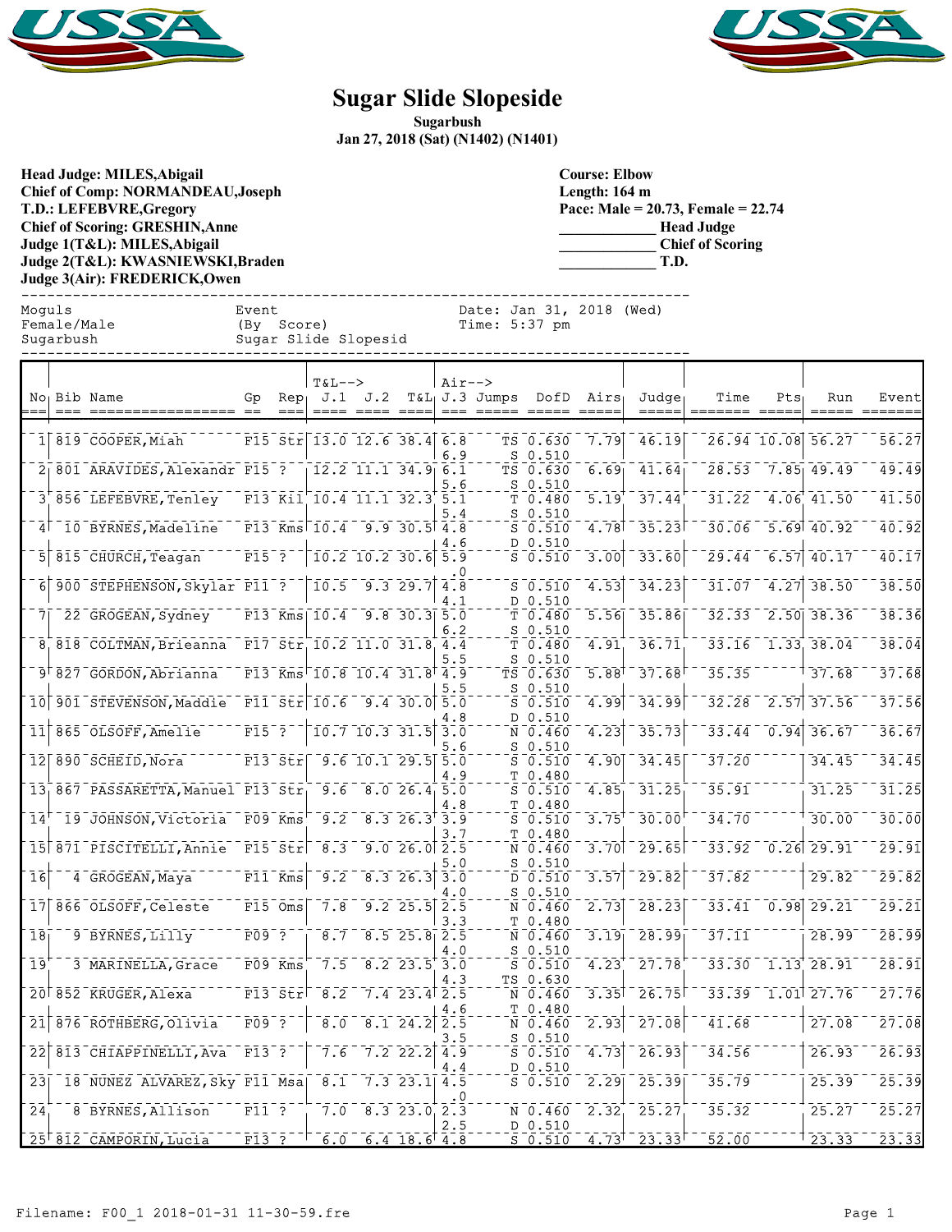# Sugar Slide Slopeside

**Sugarbush**
**Jan 27, 2018 (Sat) (N1402) (N1401)**

**Head Judge: MILES,Abigail**
**Chief of Comp: NORMANDEAU,Joseph**
**T.D.: LEFEBVRE,Gregory**
**Chief of Scoring: GRESHIN,Anne**
**Judge 1(T&L): MILES,Abigail**
**Judge 2(T&L): KWASNIEWSKI,Braden**
**Judge 3(Air): FREDERICK,Owen**

**Course: Elbow**
**Length: 164 m**
**Pace: Male = 20.73, Female = 22.74**
_____________ **Head Judge**
_____________ **Chief of Scoring**
_____________ **T.D.**

```
Moguls              Event                 Date: Jan 31, 2018 (Wed)
Female/Male         (By  Score)           Time: 5:37 pm
Sugarbush           Sugar Slide Slopesid
```

| No | Bib | Name | Gp | Rep | T&L--> J.1 | J.2 | T&L | Air--> J.3 | Jumps | DofD | Airs | Judge | Time | Pts | Run | Event |
|---|---|---|---|---|---|---|---|---|---|---|---|---|---|---|---|---|
| 1 | 819 | COOPER,Miah | F15 | Str | 13.0 | 12.6 | 38.4 | 6.8 / 6.9 | TS / S | 0.630 / 0.510 | 7.79 | 46.19 | 26.94 | 10.08 | 56.27 | 56.27 |
| 2 | 801 | ARAVIDES,Alexandr | F15 | ? | 12.2 | 11.1 | 34.9 | 6.1 / 5.6 | TS / S | 0.630 / 0.510 | 6.69 | 41.64 | 28.53 | 7.85 | 49.49 | 49.49 |
| 3 | 856 | LEFEBVRE,Tenley | F13 | Kil | 10.4 | 11.1 | 32.3 | 5.1 / 5.4 | T / S | 0.480 / 0.510 | 5.19 | 37.44 | 31.22 | 4.06 | 41.50 | 41.50 |
| 4 | 10 | BYRNES,Madeline | F13 | Kms | 10.4 | 9.9 | 30.5 | 4.8 / 4.6 | S / D | 0.510 / 0.510 | 4.78 | 35.23 | 30.06 | 5.69 | 40.92 | 40.92 |
| 5 | 815 | CHURCH,Teagan | F15 | ? | 10.2 | 10.2 | 30.6 | 5.9 / .0 | S | 0.510 | 3.00 | 33.60 | 29.44 | 6.57 | 40.17 | 40.17 |
| 6 | 900 | STEPHENSON,Skylar | F11 | ? | 10.5 | 9.3 | 29.7 | 4.8 / 4.1 | S / D | 0.510 / 0.510 | 4.53 | 34.23 | 31.07 | 4.27 | 38.50 | 38.50 |
| 7 | 22 | GROGEAN,Sydney | F13 | Kms | 10.4 | 9.8 | 30.3 | 5.0 / 6.2 | T / S | 0.480 / 0.510 | 5.56 | 35.86 | 32.33 | 2.50 | 38.36 | 38.36 |
| 8 | 818 | COLTMAN,Brieanna | F17 | Str | 10.2 | 11.0 | 31.8 | 4.4 / 5.5 | T / S | 0.480 / 0.510 | 4.91 | 36.71 | 33.16 | 1.33 | 38.04 | 38.04 |
| 9 | 827 | GORDON,Abrianna | F13 | Kms | 10.8 | 10.4 | 31.8 | 4.9 / 5.5 | TS / S | 0.630 / 0.510 | 5.88 | 37.68 | 35.35 | | 37.68 | 37.68 |
| 10 | 901 | STEVENSON,Maddie | F11 | Str | 10.6 | 9.4 | 30.0 | 5.0 / 4.8 | S / D | 0.510 / 0.510 | 4.99 | 34.99 | 32.28 | 2.57 | 37.56 | 37.56 |
| 11 | 865 | OLSOFF,Amelie | F15 | ? | 10.7 | 10.3 | 31.5 | 3.0 / 5.6 | N / S | 0.460 / 0.510 | 4.23 | 35.73 | 33.44 | 0.94 | 36.67 | 36.67 |
| 12 | 890 | SCHEID,Nora | F13 | Str | 9.6 | 10.1 | 29.5 | 5.0 / 4.9 | S / T | 0.510 / 0.480 | 4.90 | 34.45 | 37.20 | | 34.45 | 34.45 |
| 13 | 867 | PASSARETTA,Manuel | F13 | Str | 9.6 | 8.0 | 26.4 | 5.0 / 4.8 | S / T | 0.510 / 0.480 | 4.85 | 31.25 | 35.91 | | 31.25 | 31.25 |
| 14 | 19 | JOHNSON,Victoria | F09 | Kms | 9.2 | 8.3 | 26.3 | 3.9 / 3.7 | S / T | 0.510 / 0.480 | 3.75 | 30.00 | 34.70 | | 30.00 | 30.00 |
| 15 | 871 | PISCITELLI,Annie | F15 | Str | 8.3 | 9.0 | 26.0 | 2.5 / 5.0 | N / S | 0.460 / 0.510 | 3.70 | 29.65 | 33.92 | 0.26 | 29.91 | 29.91 |
| 16 | 4 | GROGEAN,Maya | F11 | Kms | 9.2 | 8.3 | 26.3 | 3.0 / 4.0 | D / S | 0.510 / 0.510 | 3.57 | 29.82 | 37.82 | | 29.82 | 29.82 |
| 17 | 866 | OLSOFF,Celeste | F15 | Oms | 7.8 | 9.2 | 25.5 | 2.5 / 3.3 | N / T | 0.460 / 0.480 | 2.73 | 28.23 | 33.41 | 0.98 | 29.21 | 29.21 |
| 18 | 9 | BYRNES,Lilly | F09 | ? | 8.7 | 8.5 | 25.8 | 2.5 / 4.0 | N / S | 0.460 / 0.510 | 3.19 | 28.99 | 37.11 | | 28.99 | 28.99 |
| 19 | 3 | MARINELLA,Grace | F09 | Kms | 7.5 | 8.2 | 23.5 | 3.0 / 4.3 | S / TS | 0.510 / 0.630 | 4.23 | 27.78 | 33.30 | 1.13 | 28.91 | 28.91 |
| 20 | 852 | KRUGER,Alexa | F13 | Str | 8.2 | 7.4 | 23.4 | 2.5 / 4.6 | N / T | 0.460 / 0.480 | 3.35 | 26.75 | 33.39 | 1.01 | 27.76 | 27.76 |
| 21 | 876 | ROTHBERG,Olivia | F09 | ? | 8.0 | 8.1 | 24.2 | 2.5 / 3.5 | N / S | 0.460 / 0.510 | 2.93 | 27.08 | 41.68 | | 27.08 | 27.08 |
| 22 | 813 | CHIAPPINELLI,Ava | F13 | ? | 7.6 | 7.2 | 22.2 | 4.9 / 4.4 | S / D | 0.510 / 0.510 | 4.73 | 26.93 | 34.56 | | 26.93 | 26.93 |
| 23 | 18 | NUNEZ ALVAREZ,Sky | F11 | Msa | 8.1 | 7.3 | 23.1 | 4.5 / .0 | S | 0.510 | 2.29 | 25.39 | 35.79 | | 25.39 | 25.39 |
| 24 | 8 | BYRNES,Allison | F11 | ? | 7.0 | 8.3 | 23.0 | 2.3 / 2.5 | N / D | 0.460 / 0.510 | 2.32 | 25.27 | 35.32 | | 25.27 | 25.27 |
| 25 | 812 | CAMPORIN,Lucia | F13 | ? | 6.0 | 6.4 | 18.6 | 4.8 | S | 0.510 | 4.73 | 23.33 | 52.00 | | 23.33 | 23.33 |

Filename: F00_1 2018-01-31 11-30-59.fre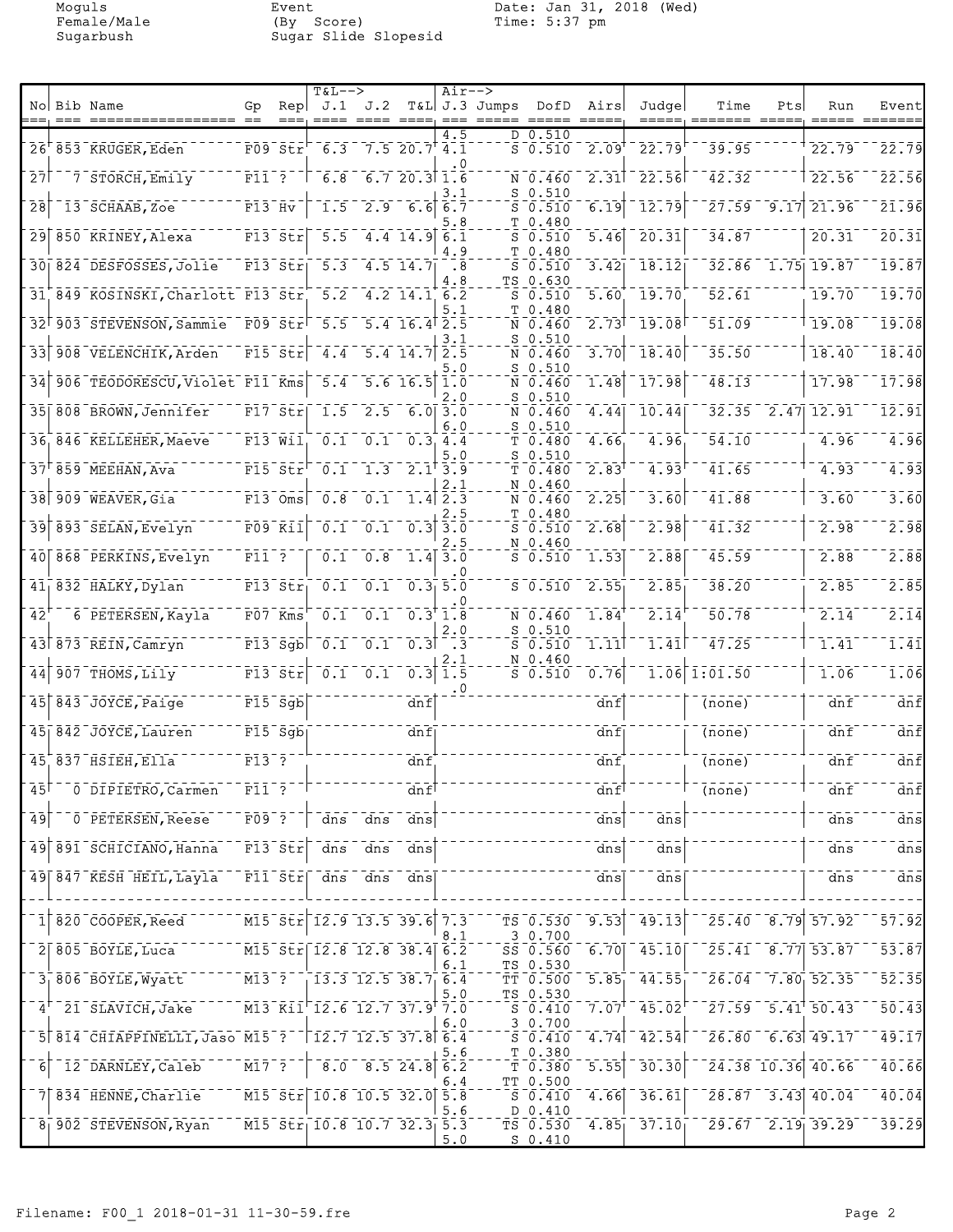Moguls
Female/Male
Sugarbush

Event
(By Score)
Sugar Slide Slopesid

Date: Jan 31, 2018 (Wed)
Time: 5:37 pm

| No | Bib | Name | Gp | Rep | T&L--> J.1 | J.2 | T&L | Air--> J.3 | Jumps | DofD | Airs | Judge | Time | Pts | Run | Event |
|---|---|---|---|---|---|---|---|---|---|---|---|---|---|---|---|---|
| 26 | 853 | KRUGER,Eden | F09 | Str | 6.3 | 7.5 | 20.7 | 4.5 / 4.1 | D / S | 0.510 / 0.510 | 2.09 | 22.79 | 39.95 | | 22.79 | 22.79 |
| 27 | 7 | STORCH,Emily | F11 | ? | 6.8 | 6.7 | 20.3 | .0 / 1.6 | N | 0.460 | 2.31 | 22.56 | 42.32 | | 22.56 | 22.56 |
| 28 | 13 | SCHAAB,Zoe | F13 | Hv | 1.5 | 2.9 | 6.6 | 3.1 / 6.7 | S / S | 0.510 / 0.510 | 6.19 | 12.79 | 27.59 | 9.17 | 21.96 | 21.96 |
| 29 | 850 | KRINEY,Alexa | F13 | Str | 5.5 | 4.4 | 14.9 | 5.8 / 6.1 | T / S | 0.480 / 0.510 | 5.46 | 20.31 | 34.87 | | 20.31 | 20.31 |
| 30 | 824 | DESFOSSES,Jolie | F13 | Str | 5.3 | 4.5 | 14.7 | 4.9 / .8 | T / S | 0.480 / 0.510 | 3.42 | 18.12 | 32.86 | 1.75 | 19.87 | 19.87 |
| 31 | 849 | KOSINSKI,Charlott | F13 | Str | 5.2 | 4.2 | 14.1 | 4.8 / 6.2 | TS / S | 0.630 / 0.510 | 5.60 | 19.70 | 52.61 | | 19.70 | 19.70 |
| 32 | 903 | STEVENSON,Sammie | F09 | Str | 5.5 | 5.4 | 16.4 | 5.1 / 2.5 | T / N | 0.480 / 0.460 | 2.73 | 19.08 | 51.09 | | 19.08 | 19.08 |
| 33 | 908 | VELENCHIK,Arden | F15 | Str | 4.4 | 5.4 | 14.7 | 3.1 / 2.5 | S / N | 0.510 / 0.460 | 3.70 | 18.40 | 35.50 | | 18.40 | 18.40 |
| 34 | 906 | TEODORESCU,Violet | F11 | Kms | 5.4 | 5.6 | 16.5 | 5.0 / 1.0 | S / N | 0.510 / 0.460 | 1.48 | 17.98 | 48.13 | | 17.98 | 17.98 |
| 35 | 808 | BROWN,Jennifer | F17 | Str | 1.5 | 2.5 | 6.0 | 2.0 / 3.0 | S / N | 0.510 / 0.460 | 4.44 | 10.44 | 32.35 | 2.47 | 12.91 | 12.91 |
| 36 | 846 | KELLEHER,Maeve | F13 | Wil | 0.1 | 0.1 | 0.3 | 6.0 / 4.4 | S / T | 0.510 / 0.480 | 4.66 | 4.96 | 54.10 | | 4.96 | 4.96 |
| 37 | 859 | MEEHAN,Ava | F15 | Str | 0.1 | 1.3 | 2.1 | 5.0 / 3.9 | S / T | 0.510 / 0.480 | 2.83 | 4.93 | 41.65 | | 4.93 | 4.93 |
| 38 | 909 | WEAVER,Gia | F13 | Oms | 0.8 | 0.1 | 1.4 | 2.1 / 2.3 | N / N | 0.460 / 0.460 | 2.25 | 3.60 | 41.88 | | 3.60 | 3.60 |
| 39 | 893 | SELAN,Evelyn | F09 | Kil | 0.1 | 0.1 | 0.3 | 2.5 / 3.0 | T / S | 0.480 / 0.510 | 2.68 | 2.98 | 41.32 | | 2.98 | 2.98 |
| 40 | 868 | PERKINS,Evelyn | F11 | ? | 0.1 | 0.8 | 1.4 | 2.5 / 3.0 | N / S | 0.460 / 0.510 | 1.53 | 2.88 | 45.59 | | 2.88 | 2.88 |
| 41 | 832 | HALKY,Dylan | F13 | Str | 0.1 | 0.1 | 0.3 | .0 / 5.0 | S | 0.510 | 2.55 | 2.85 | 38.20 | | 2.85 | 2.85 |
| 42 | 6 | PETERSEN,Kayla | F07 | Kms | 0.1 | 0.1 | 0.3 | .0 / 1.8 | N | 0.460 | 1.84 | 2.14 | 50.78 | | 2.14 | 2.14 |
| 43 | 873 | REIN,Camryn | F13 | Sgb | 0.1 | 0.1 | 0.3 | 2.0 / .3 | S / S | 0.510 / 0.510 | 1.11 | 1.41 | 47.25 | | 1.41 | 1.41 |
| 44 | 907 | THOMS,Lily | F13 | Str | 0.1 | 0.1 | 0.3 | 2.1 / 1.5 / .0 | N / S | 0.460 / 0.510 | 0.76 | 1.06 | 1:01.50 | | 1.06 | 1.06 |
| 45 | 843 | JOYCE,Paige | F15 | Sgb | | | dnf | | | | dnf | | (none) | | dnf | dnf |
| 45 | 842 | JOYCE,Lauren | F15 | Sgb | | | dnf | | | | dnf | | (none) | | dnf | dnf |
| 45 | 837 | HSIEH,Ella | F13 | ? | | | dnf | | | | dnf | | (none) | | dnf | dnf |
| 45 | 0 | DIPIETRO,Carmen | F11 | ? | | | dnf | | | | dnf | | (none) | | dnf | dnf |
| 49 | 0 | PETERSEN,Reese | F09 | ? | dns | dns | dns | | | | dns | dns | | | dns | dns |
| 49 | 891 | SCHICIANO,Hanna | F13 | Str | dns | dns | dns | | | | dns | dns | | | dns | dns |
| 49 | 847 | KESH HEIL,Layla | F11 | Str | dns | dns | dns | | | | dns | dns | | | dns | dns |
| 1 | 820 | COOPER,Reed | M15 | Str | 12.9 | 13.5 | 39.6 | 7.3 / 8.1 | TS / 3 | 0.530 / 0.700 | 9.53 | 49.13 | 25.40 | 8.79 | 57.92 | 57.92 |
| 2 | 805 | BOYLE,Luca | M15 | Str | 12.8 | 12.8 | 38.4 | 6.2 / 6.1 | SS / TS | 0.560 / 0.530 | 6.70 | 45.10 | 25.41 | 8.77 | 53.87 | 53.87 |
| 3 | 806 | BOYLE,Wyatt | M13 | ? | 13.3 | 12.5 | 38.7 | 6.4 / 5.0 | TT / TS | 0.500 / 0.530 | 5.85 | 44.55 | 26.04 | 7.80 | 52.35 | 52.35 |
| 4 | 21 | SLAVICH,Jake | M13 | Kil | 12.6 | 12.7 | 37.9 | 7.0 / 6.0 | S / 3 | 0.410 / 0.700 | 7.07 | 45.02 | 27.59 | 5.41 | 50.43 | 50.43 |
| 5 | 814 | CHIAPPINELLI,Jaso | M15 | ? | 12.7 | 12.5 | 37.8 | 6.4 / 5.6 | S / T | 0.410 / 0.380 | 4.74 | 42.54 | 26.80 | 6.63 | 49.17 | 49.17 |
| 6 | 12 | DARNLEY,Caleb | M17 | ? | 8.0 | 8.5 | 24.8 | 6.2 / 6.4 | T / TT | 0.380 / 0.500 | 5.55 | 30.30 | 24.38 | 10.36 | 40.66 | 40.66 |
| 7 | 834 | HENNE,Charlie | M15 | Str | 10.8 | 10.5 | 32.0 | 5.8 / 5.6 | S / D | 0.410 / 0.410 | 4.66 | 36.61 | 28.87 | 3.43 | 40.04 | 40.04 |
| 8 | 902 | STEVENSON,Ryan | M15 | Str | 10.8 | 10.7 | 32.3 | 5.3 / 5.0 | TS / S | 0.530 / 0.410 | 4.85 | 37.10 | 29.67 | 2.19 | 39.29 | 39.29 |

Filename: F00_1 2018-01-31 11-30-59.fre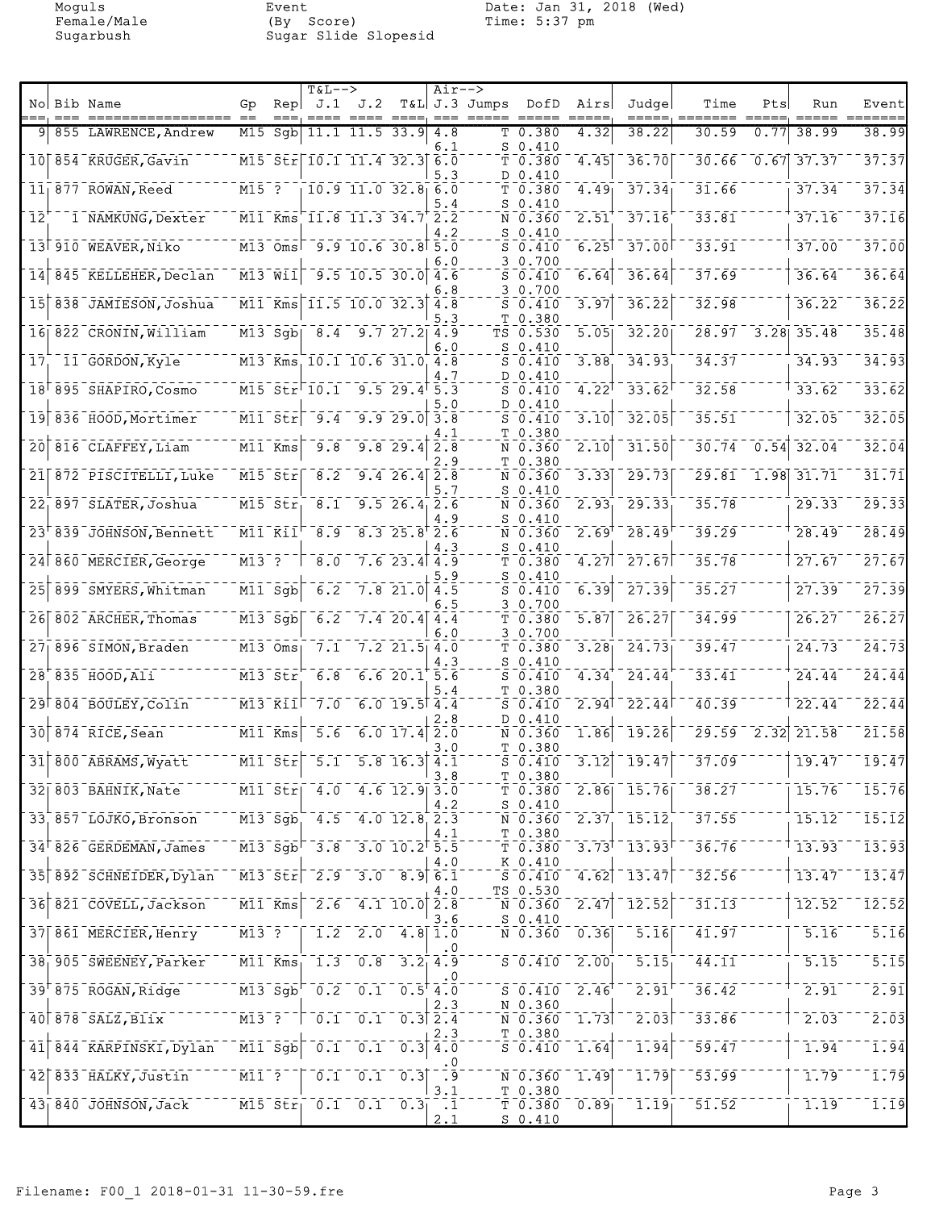Moguls
Female/Male
Sugarbush

Event
(By Score)
Sugar Slide Slopesid

Date: Jan 31, 2018 (Wed)
Time: 5:37 pm

| No | Bib | Name | Gp | Rep | T&L--> J.1 | J.2 | T&L | Air--> J.3 | Jumps | DofD | Airs | Judge | Time | Pts | Run | Event |
|---|---|---|---|---|---|---|---|---|---|---|---|---|---|---|---|---|
| 9 | 855 | LAWRENCE,Andrew | M15 | Sgb | 11.1 | 11.5 | 33.9 | 4.8 / 6.1 | T / S | 0.380 / 0.410 | 4.32 | 38.22 | 30.59 | 0.77 | 38.99 | 38.99 |
| 10 | 854 | KRUGER,Gavin | M15 | Str | 10.1 | 11.4 | 32.3 | 6.0 / 5.3 | T / D | 0.380 / 0.410 | 4.45 | 36.70 | 30.66 | 0.67 | 37.37 | 37.37 |
| 11 | 877 | ROWAN,Reed | M15 | ? | 10.9 | 11.0 | 32.8 | 6.0 / 5.4 | T / S | 0.380 / 0.410 | 4.49 | 37.34 | 31.66 | | 37.34 | 37.34 |
| 12 | 1 | NAMKUNG,Dexter | M11 | Kms | 11.8 | 11.3 | 34.7 | 2.2 / 4.2 | N / S | 0.360 / 0.410 | 2.51 | 37.16 | 33.81 | | 37.16 | 37.16 |
| 13 | 910 | WEAVER,Niko | M13 | Oms | 9.9 | 10.6 | 30.8 | 5.0 / 6.0 | S / 3 | 0.410 / 0.700 | 6.25 | 37.00 | 33.91 | | 37.00 | 37.00 |
| 14 | 845 | KELLEHER,Declan | M13 | Wil | 9.5 | 10.5 | 30.0 | 4.6 / 6.8 | S / 3 | 0.410 / 0.700 | 6.64 | 36.64 | 37.69 | | 36.64 | 36.64 |
| 15 | 838 | JAMIESON,Joshua | M11 | Kms | 11.5 | 10.0 | 32.3 | 4.8 / 5.3 | S / T | 0.410 / 0.380 | 3.97 | 36.22 | 32.98 | | 36.22 | 36.22 |
| 16 | 822 | CRONIN,William | M13 | Sgb | 8.4 | 9.7 | 27.2 | 4.9 / 6.0 | TS / S | 0.530 / 0.410 | 5.05 | 32.20 | 28.97 | 3.28 | 35.48 | 35.48 |
| 17 | 11 | GORDON,Kyle | M13 | Kms | 10.1 | 10.6 | 31.0 | 4.8 / 4.7 | S / D | 0.410 / 0.410 | 3.88 | 34.93 | 34.37 | | 34.93 | 34.93 |
| 18 | 895 | SHAPIRO,Cosmo | M15 | Str | 10.1 | 9.5 | 29.4 | 5.3 / 5.0 | S / D | 0.410 / 0.410 | 4.22 | 33.62 | 32.58 | | 33.62 | 33.62 |
| 19 | 836 | HOOD,Mortimer | M11 | Str | 9.4 | 9.9 | 29.0 | 3.8 / 4.1 | S / T | 0.410 / 0.380 | 3.10 | 32.05 | 35.51 | | 32.05 | 32.05 |
| 20 | 816 | CLAFFEY,Liam | M11 | Kms | 9.8 | 9.8 | 29.4 | 2.8 / 2.9 | N / T | 0.360 / 0.380 | 2.10 | 31.50 | 30.74 | 0.54 | 32.04 | 32.04 |
| 21 | 872 | PISCITELLI,Luke | M15 | Str | 8.2 | 9.4 | 26.4 | 2.8 / 5.7 | N / S | 0.360 / 0.410 | 3.33 | 29.73 | 29.81 | 1.98 | 31.71 | 31.71 |
| 22 | 897 | SLATER,Joshua | M15 | Str | 8.1 | 9.5 | 26.4 | 2.6 / 4.9 | N / S | 0.360 / 0.410 | 2.93 | 29.33 | 35.78 | | 29.33 | 29.33 |
| 23 | 839 | JOHNSON,Bennett | M11 | Kil | 8.9 | 8.3 | 25.8 | 2.6 / 4.3 | N / S | 0.360 / 0.410 | 2.69 | 28.49 | 39.29 | | 28.49 | 28.49 |
| 24 | 860 | MERCIER,George | M13 | ? | 8.0 | 7.6 | 23.4 | 4.9 / 5.9 | T / S | 0.380 / 0.410 | 4.27 | 27.67 | 35.78 | | 27.67 | 27.67 |
| 25 | 899 | SMYERS,Whitman | M11 | Sgb | 6.2 | 7.8 | 21.0 | 4.5 / 6.5 | S / 3 | 0.410 / 0.700 | 6.39 | 27.39 | 35.27 | | 27.39 | 27.39 |
| 26 | 802 | ARCHER,Thomas | M13 | Sgb | 6.2 | 7.4 | 20.4 | 4.4 / 6.0 | T / 3 | 0.380 / 0.700 | 5.87 | 26.27 | 34.99 | | 26.27 | 26.27 |
| 27 | 896 | SIMON,Braden | M13 | Oms | 7.1 | 7.2 | 21.5 | 4.0 / 4.3 | T / S | 0.380 / 0.410 | 3.28 | 24.73 | 39.47 | | 24.73 | 24.73 |
| 28 | 835 | HOOD,Ali | M13 | Str | 6.8 | 6.6 | 20.1 | 5.6 / 5.4 | S / T | 0.410 / 0.380 | 4.34 | 24.44 | 33.41 | | 24.44 | 24.44 |
| 29 | 804 | BOULEY,Colin | M13 | Kil | 7.0 | 6.0 | 19.5 | 4.4 / 2.8 | S / D | 0.410 / 0.410 | 2.94 | 22.44 | 40.39 | | 22.44 | 22.44 |
| 30 | 874 | RICE,Sean | M11 | Kms | 5.6 | 6.0 | 17.4 | 2.0 / 3.0 | N / T | 0.360 / 0.380 | 1.86 | 19.26 | 29.59 | 2.32 | 21.58 | 21.58 |
| 31 | 800 | ABRAMS,Wyatt | M11 | Str | 5.1 | 5.8 | 16.3 | 4.1 / 3.8 | S / T | 0.410 / 0.380 | 3.12 | 19.47 | 37.09 | | 19.47 | 19.47 |
| 32 | 803 | BAHNIK,Nate | M11 | Str | 4.0 | 4.6 | 12.9 | 3.0 / 4.2 | T / S | 0.380 / 0.410 | 2.86 | 15.76 | 38.27 | | 15.76 | 15.76 |
| 33 | 857 | LOJKO,Bronson | M13 | Sgb | 4.5 | 4.0 | 12.8 | 2.3 / 4.1 | N / T | 0.360 / 0.380 | 2.37 | 15.12 | 37.55 | | 15.12 | 15.12 |
| 34 | 826 | GERDEMAN,James | M13 | Sgb | 3.8 | 3.0 | 10.2 | 5.5 / 4.0 | T / K | 0.380 / 0.410 | 3.73 | 13.93 | 36.76 | | 13.93 | 13.93 |
| 35 | 892 | SCHNEIDER,Dylan | M13 | Str | 2.9 | 3.0 | 8.9 | 6.1 / 4.0 | S / TS | 0.410 / 0.530 | 4.62 | 13.47 | 32.56 | | 13.47 | 13.47 |
| 36 | 821 | COVELL,Jackson | M11 | Kms | 2.6 | 4.1 | 10.0 | 2.8 / 3.6 | N / S | 0.360 / 0.410 | 2.47 | 12.52 | 31.13 | | 12.52 | 12.52 |
| 37 | 861 | MERCIER,Henry | M13 | ? | 1.2 | 2.0 | 4.8 | 1.0 / .0 | N | 0.360 | 0.36 | 5.16 | 41.97 | | 5.16 | 5.16 |
| 38 | 905 | SWEENEY,Parker | M11 | Kms | 1.3 | 0.8 | 3.2 | 4.9 / .0 | S | 0.410 | 2.00 | 5.15 | 44.11 | | 5.15 | 5.15 |
| 39 | 875 | ROGAN,Ridge | M13 | Sgb | 0.2 | 0.1 | 0.5 | 4.0 / 2.3 | S / N | 0.410 / 0.360 | 2.46 | 2.91 | 36.42 | | 2.91 | 2.91 |
| 40 | 878 | SALZ,Blix | M13 | ? | 0.1 | 0.1 | 0.3 | 2.4 / 2.3 | N / T | 0.360 / 0.380 | 1.73 | 2.03 | 33.86 | | 2.03 | 2.03 |
| 41 | 844 | KARPINSKI,Dylan | M11 | Sgb | 0.1 | 0.1 | 0.3 | 4.0 / .0 | S | 0.410 | 1.64 | 1.94 | 59.47 | | 1.94 | 1.94 |
| 42 | 833 | HALKY,Justin | M11 | ? | 0.1 | 0.1 | 0.3 | .9 / 3.1 | N / T | 0.360 / 0.380 | 1.49 | 1.79 | 53.99 | | 1.79 | 1.79 |
| 43 | 840 | JOHNSON,Jack | M15 | Str | 0.1 | 0.1 | 0.3 | .1 / 2.1 | T / S | 0.380 / 0.410 | 0.89 | 1.19 | 51.52 | | 1.19 | 1.19 |

Filename: F00_1 2018-01-31 11-30-59.fre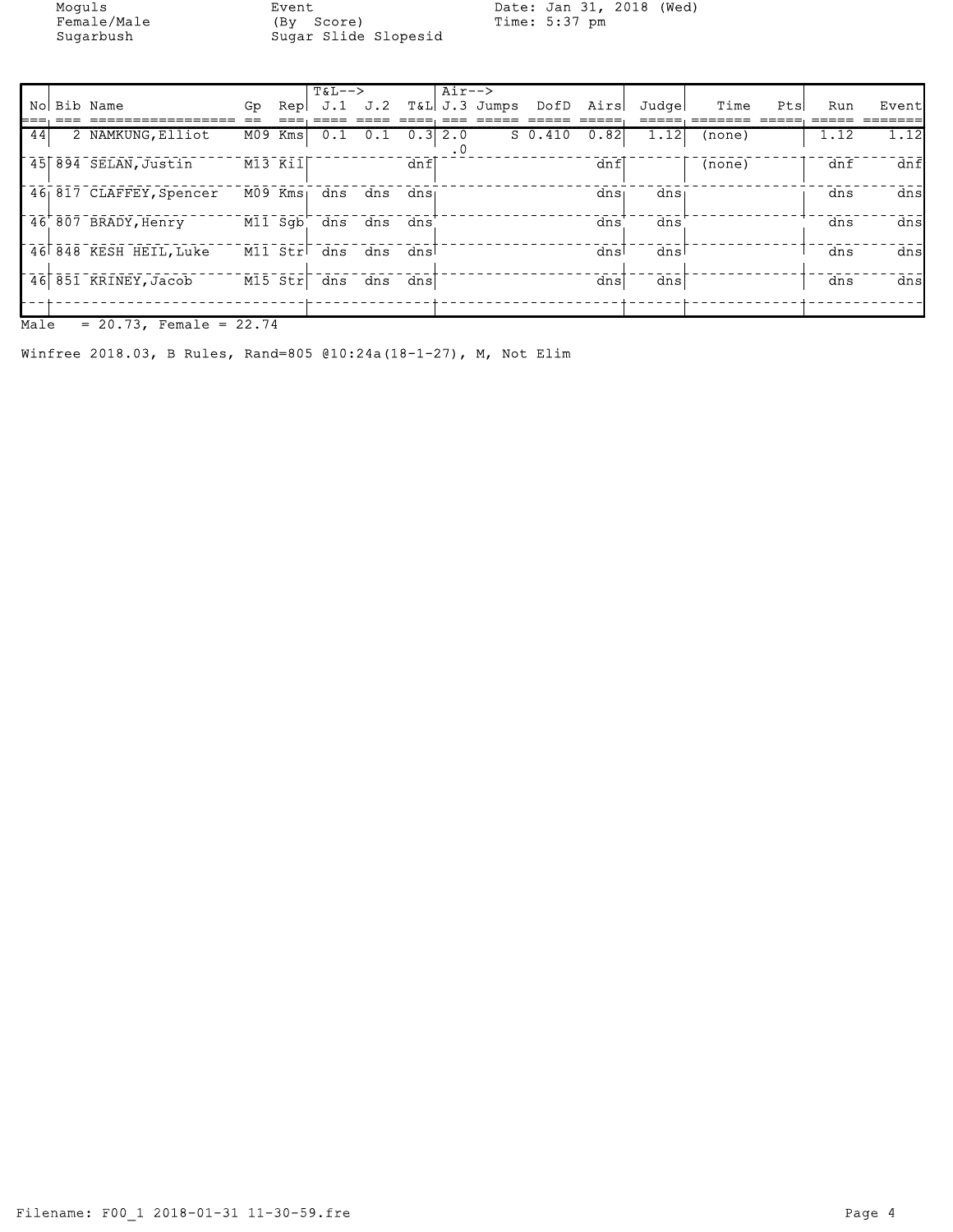Moguls
Female/Male
Sugarbush

Event
(By Score)
Sugar Slide Slopesid

Date: Jan 31, 2018 (Wed)
Time: 5:37 pm

| No | Bib | Name | Gp | Rep | T&L--> J.1 | J.2 | T&L | Air--> J.3 | Jumps | DofD | Airs | Judge | Time | Pts | Run | Event |
|---|---|---|---|---|---|---|---|---|---|---|---|---|---|---|---|---|
| 44 | 2 | NAMKUNG,Elliot | M09 | Kms | 0.1 | 0.1 | 0.3 | 2.0 .0 | S | 0.410 | 0.82 | 1.12 | (none) | | 1.12 | 1.12 |
| 45 | 894 | SELAN,Justin | M13 | Kil | | | dnf | | | | dnf | | (none) | | dnf | dnf |
| 46 | 817 | CLAFFEY,Spencer | M09 | Kms | dns | dns | dns | | | | dns | dns | | | dns | dns |
| 46 | 807 | BRADY,Henry | M11 | Sgb | dns | dns | dns | | | | dns | dns | | | dns | dns |
| 46 | 848 | KESH HEIL,Luke | M11 | Str | dns | dns | dns | | | | dns | dns | | | dns | dns |
| 46 | 851 | KRINEY,Jacob | M15 | Str | dns | dns | dns | | | | dns | dns | | | dns | dns |

Male = 20.73, Female = 22.74

Winfree 2018.03, B Rules, Rand=805 @10:24a(18-1-27), M, Not Elim

Filename: F00_1 2018-01-31 11-30-59.fre